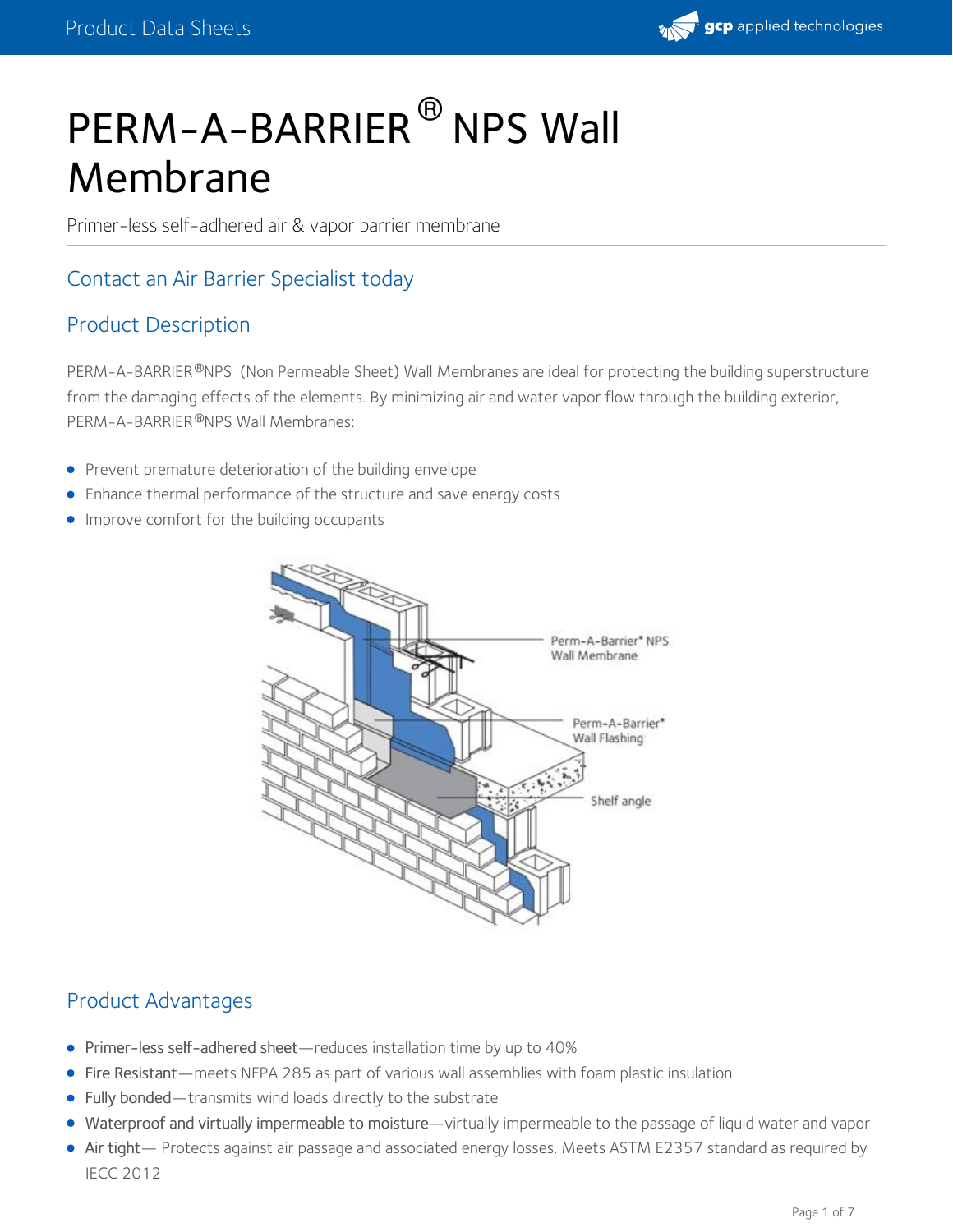# PERM-A-BARRIER® NPS Wall Membrane

Primer-less self-adhered air & vapor barrier membrane

## Contact an Air Barrier Specialist today

## Product Description

PERM-A-BARRIER®NPS (Non Permeable Sheet) Wall Membranes are ideal for protecting the building superstructure from the damaging effects of the elements. By minimizing air and water vapor flow through the building exterior, PERM-A-BARRIER®NPS Wall Membranes:

- Prevent premature deterioration of the building envelope
- Enhance thermal performance of the structure and save energy costs
- Improve comfort for the building occupants

## Product Advantages

- Primer-less self-adhered sheet—reduces installation time by up to 40%
- Fire Resistant—meets NFPA 285 as part of various wall assemblies with foam plastic insulation
- Fully bonded—transmits wind loads directly to the substrate
- Waterproof and virtually impermeable to moisture—virtually impermeable to the passage of liquid water and vapor
- Air tight— Protects against air passage and associated energy losses. Meets ASTM E2357 standard as required by IECC 2012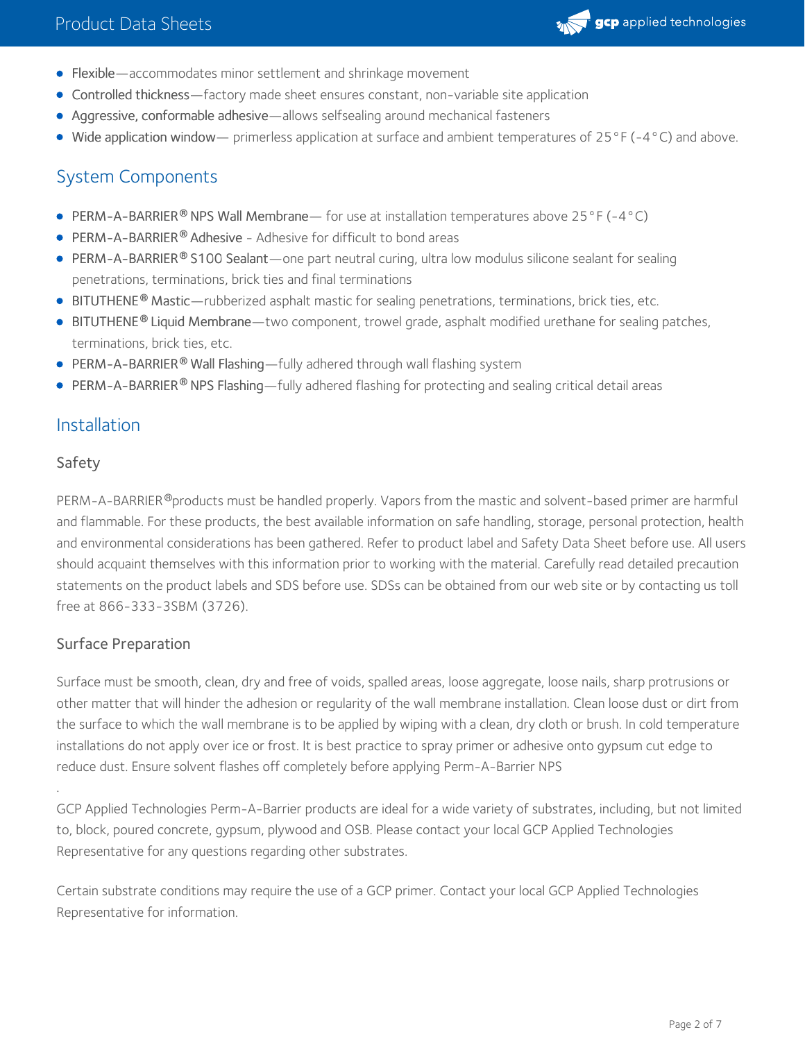- **Flexible**—accommodates minor settlement and shrinkage movement
- **Controlled thickness**—factory made sheet ensures constant, non-variable site application
- **Aggressive, conformable adhesive**—allows selfsealing around mechanical fasteners
- **Wide application window**— primerless application at surface and ambient temperatures of 25°F (-4°C) and above.

## System Components

- **PERM-A-BARRIER® NPS Wall Membrane**— for use at installation temperatures above 25°F (-4°C)
- **PERM-A-BARRIER® Adhesive** - Adhesive for difficult to bond areas
- **PERM-A-BARRIER® S100 Sealant**—one part neutral curing, ultra low modulus silicone sealant for sealing penetrations, terminations, brick ties and final terminations
- **BITUTHENE® Mastic**—rubberized asphalt mastic for sealing penetrations, terminations, brick ties, etc.
- **BITUTHENE® Liquid Membrane**—two component, trowel grade, asphalt modified urethane for sealing patches, terminations, brick ties, etc.
- **PERM-A-BARRIER® Wall Flashing**—fully adhered through wall flashing system
- **PERM-A-BARRIER® NPS Flashing**—fully adhered flashing for protecting and sealing critical detail areas

## Installation

### Safety

PERM-A-BARRIER®products must be handled properly. Vapors from the mastic and solvent-based primer are harmful and flammable. For these products, the best available information on safe handling, storage, personal protection, health and environmental considerations has been gathered. Refer to product label and Safety Data Sheet before use. All users should acquaint themselves with this information prior to working with the material. Carefully read detailed precaution statements on the product labels and SDS before use. SDSs can be obtained from our web site or by contacting us toll free at 866-333-3SBM (3726).

### Surface Preparation

Surface must be smooth, clean, dry and free of voids, spalled areas, loose aggregate, loose nails, sharp protrusions or other matter that will hinder the adhesion or regularity of the wall membrane installation. Clean loose dust or dirt from the surface to which the wall membrane is to be applied by wiping with a clean, dry cloth or brush. In cold temperature installations do not apply over ice or frost. It is best practice to spray primer or adhesive onto gypsum cut edge to reduce dust. Ensure solvent flashes off completely before applying Perm-A-Barrier NPS

.

GCP Applied Technologies Perm-A-Barrier products are ideal for a wide variety of substrates, including, but not limited to, block, poured concrete, gypsum, plywood and OSB. Please contact your local GCP Applied Technologies Representative for any questions regarding other substrates.

Certain substrate conditions may require the use of a GCP primer. Contact your local GCP Applied Technologies Representative for information.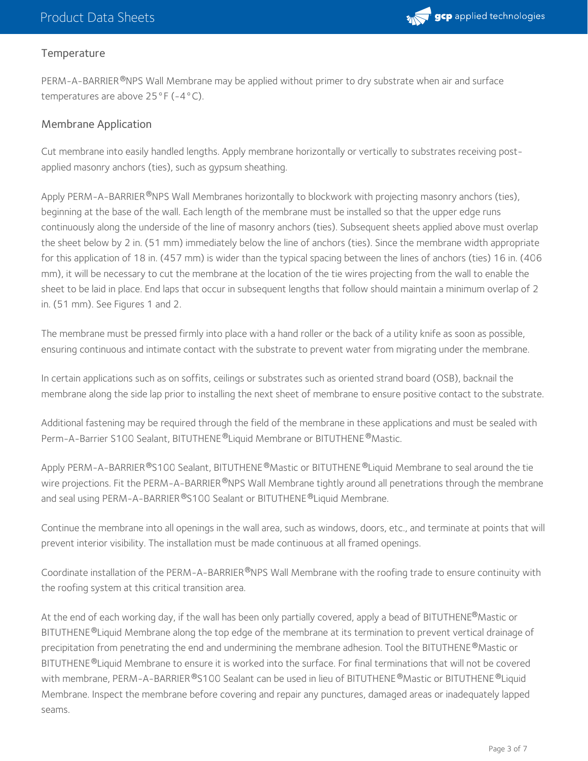## Temperature

PERM-A-BARRIER®NPS Wall Membrane may be applied without primer to dry substrate when air and surface temperatures are above 25°F (-4°C).

## Membrane Application

Cut membrane into easily handled lengths. Apply membrane horizontally or vertically to substrates receiving post-applied masonry anchors (ties), such as gypsum sheathing.

Apply PERM-A-BARRIER®NPS Wall Membranes horizontally to blockwork with projecting masonry anchors (ties), beginning at the base of the wall. Each length of the membrane must be installed so that the upper edge runs continuously along the underside of the line of masonry anchors (ties). Subsequent sheets applied above must overlap the sheet below by 2 in. (51 mm) immediately below the line of anchors (ties). Since the membrane width appropriate for this application of 18 in. (457 mm) is wider than the typical spacing between the lines of anchors (ties) 16 in. (406 mm), it will be necessary to cut the membrane at the location of the tie wires projecting from the wall to enable the sheet to be laid in place. End laps that occur in subsequent lengths that follow should maintain a minimum overlap of 2 in. (51 mm). See Figures 1 and 2.

The membrane must be pressed firmly into place with a hand roller or the back of a utility knife as soon as possible, ensuring continuous and intimate contact with the substrate to prevent water from migrating under the membrane.

In certain applications such as on soffits, ceilings or substrates such as oriented strand board (OSB), backnail the membrane along the side lap prior to installing the next sheet of membrane to ensure positive contact to the substrate.

Additional fastening may be required through the field of the membrane in these applications and must be sealed with Perm-A-Barrier S100 Sealant, BITUTHENE®Liquid Membrane or BITUTHENE®Mastic.

Apply PERM-A-BARRIER®S100 Sealant, BITUTHENE®Mastic or BITUTHENE®Liquid Membrane to seal around the tie wire projections. Fit the PERM-A-BARRIER®NPS Wall Membrane tightly around all penetrations through the membrane and seal using PERM-A-BARRIER®S100 Sealant or BITUTHENE®Liquid Membrane.

Continue the membrane into all openings in the wall area, such as windows, doors, etc., and terminate at points that will prevent interior visibility. The installation must be made continuous at all framed openings.

Coordinate installation of the PERM-A-BARRIER®NPS Wall Membrane with the roofing trade to ensure continuity with the roofing system at this critical transition area.

At the end of each working day, if the wall has been only partially covered, apply a bead of BITUTHENE®Mastic or BITUTHENE®Liquid Membrane along the top edge of the membrane at its termination to prevent vertical drainage of precipitation from penetrating the end and undermining the membrane adhesion. Tool the BITUTHENE®Mastic or BITUTHENE®Liquid Membrane to ensure it is worked into the surface. For final terminations that will not be covered with membrane, PERM-A-BARRIER®S100 Sealant can be used in lieu of BITUTHENE®Mastic or BITUTHENE®Liquid Membrane. Inspect the membrane before covering and repair any punctures, damaged areas or inadequately lapped seams.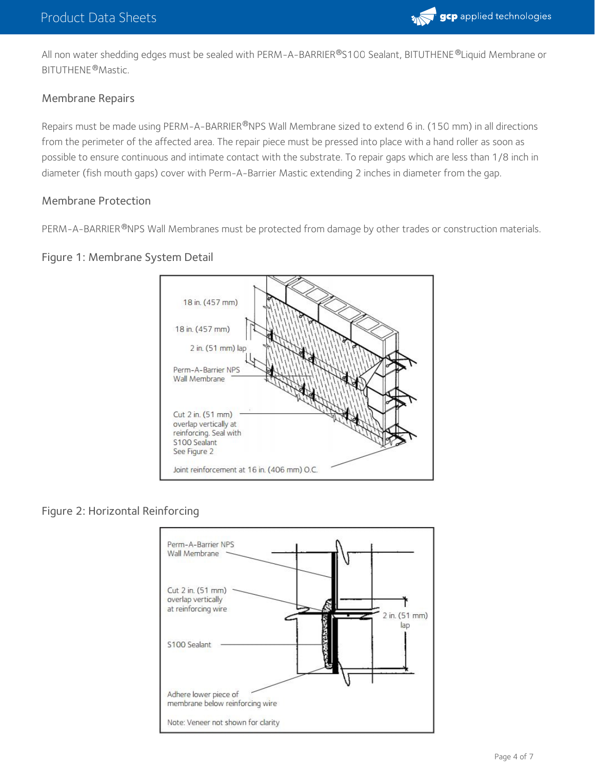All non water shedding edges must be sealed with PERM-A-BARRIER®S100 Sealant, BITUTHENE®Liquid Membrane or BITUTHENE®Mastic.

### Membrane Repairs

Repairs must be made using PERM-A-BARRIER®NPS Wall Membrane sized to extend 6 in. (150 mm) in all directions from the perimeter of the affected area. The repair piece must be pressed into place with a hand roller as soon as possible to ensure continuous and intimate contact with the substrate. To repair gaps which are less than 1/8 inch in diameter (fish mouth gaps) cover with Perm-A-Barrier Mastic extending 2 inches in diameter from the gap.

### Membrane Protection

PERM-A-BARRIER®NPS Wall Membranes must be protected from damage by other trades or construction materials.

### Figure 1: Membrane System Detail

18 in. (457 mm)

18 in. (457 mm)

2 in. (51 mm) lap

Perm-A-Barrier NPS Wall Membrane

Cut 2 in. (51 mm) overlap vertically at reinforcing. Seal with S100 Sealant See Figure 2

Joint reinforcement at 16 in. (406 mm) O.C.

### Figure 2: Horizontal Reinforcing

Perm-A-Barrier NPS Wall Membrane

Cut 2 in. (51 mm) overlap vertically at reinforcing wire

2 in. (51 mm) lap

S100 Sealant

Adhere lower piece of membrane below reinforcing wire

Note: Veneer not shown for clarity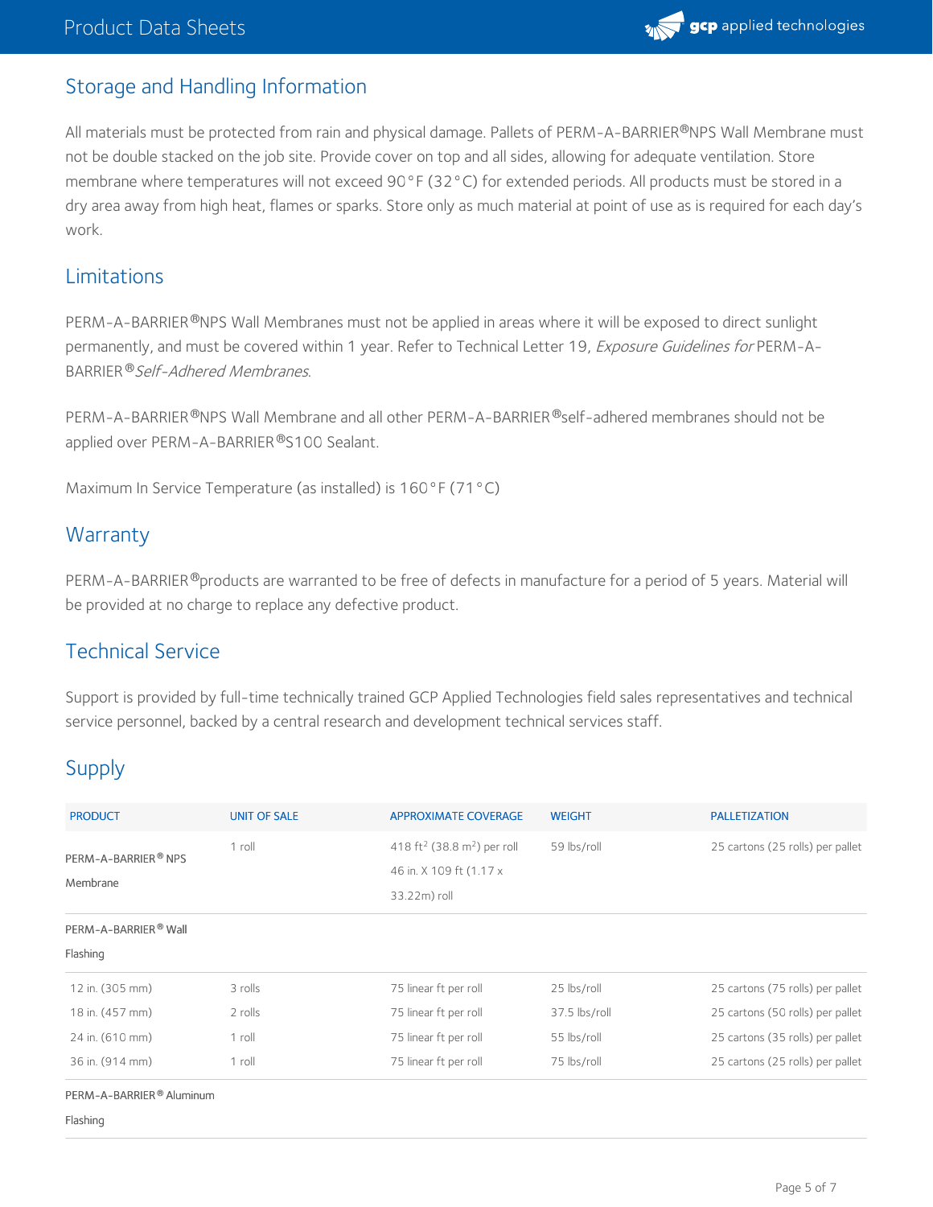## Storage and Handling Information

All materials must be protected from rain and physical damage. Pallets of PERM-A-BARRIER®NPS Wall Membrane must not be double stacked on the job site. Provide cover on top and all sides, allowing for adequate ventilation. Store membrane where temperatures will not exceed 90°F (32°C) for extended periods. All products must be stored in a dry area away from high heat, flames or sparks. Store only as much material at point of use as is required for each day's work.

## Limitations

PERM-A-BARRIER®NPS Wall Membranes must not be applied in areas where it will be exposed to direct sunlight permanently, and must be covered within 1 year. Refer to Technical Letter 19, *Exposure Guidelines for* PERM-A-BARRIER® *Self-Adhered Membranes*.

PERM-A-BARRIER®NPS Wall Membrane and all other PERM-A-BARRIER®self-adhered membranes should not be applied over PERM-A-BARRIER®S100 Sealant.

Maximum In Service Temperature (as installed) is 160°F (71°C)

## Warranty

PERM-A-BARRIER®products are warranted to be free of defects in manufacture for a period of 5 years. Material will be provided at no charge to replace any defective product.

## Technical Service

Support is provided by full-time technically trained GCP Applied Technologies field sales representatives and technical service personnel, backed by a central research and development technical services staff.

## Supply

| PRODUCT | UNIT OF SALE | APPROXIMATE COVERAGE | WEIGHT | PALLETIZATION |
|---|---|---|---|---|
| PERM-A-BARRIER® NPS Membrane | 1 roll | 418 ft² (38.8 m²) per roll 46 in. X 109 ft (1.17 x 33.22m) roll | 59 lbs/roll | 25 cartons (25 rolls) per pallet |
| PERM-A-BARRIER® Wall Flashing | | | | |
| 12 in. (305 mm) | 3 rolls | 75 linear ft per roll | 25 lbs/roll | 25 cartons (75 rolls) per pallet |
| 18 in. (457 mm) | 2 rolls | 75 linear ft per roll | 37.5 lbs/roll | 25 cartons (50 rolls) per pallet |
| 24 in. (610 mm) | 1 roll | 75 linear ft per roll | 55 lbs/roll | 25 cartons (35 rolls) per pallet |
| 36 in. (914 mm) | 1 roll | 75 linear ft per roll | 75 lbs/roll | 25 cartons (25 rolls) per pallet |
| PERM-A-BARRIER® Aluminum Flashing | | | | |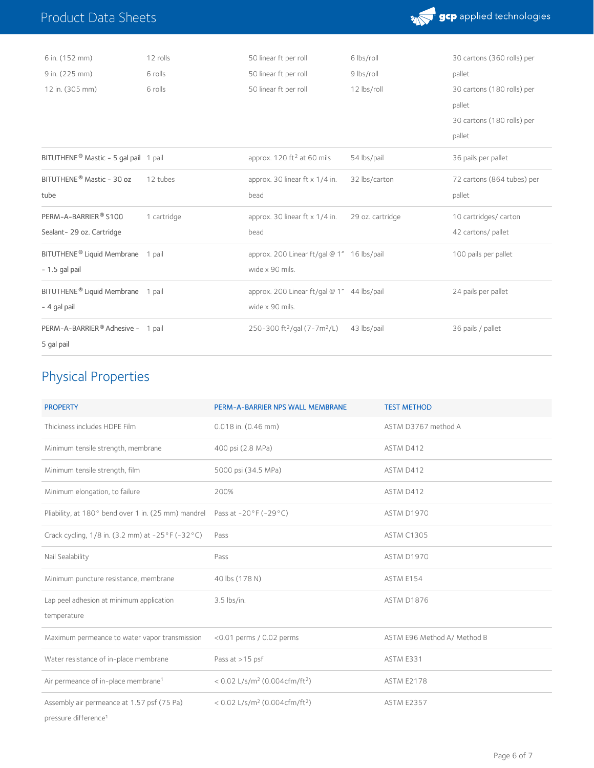| | | | | |
|---|---|---|---|---|
| 6 in. (152 mm)<br>9 in. (225 mm)<br>12 in. (305 mm) | 12 rolls<br>6 rolls<br>6 rolls | 50 linear ft per roll<br>50 linear ft per roll<br>50 linear ft per roll | 6 lbs/roll<br>9 lbs/roll<br>12 lbs/roll | 30 cartons (360 rolls) per pallet<br>30 cartons (180 rolls) per pallet<br>30 cartons (180 rolls) per pallet |
| BITUTHENE® Mastic - 5 gal pail | 1 pail | approx. 120 ft² at 60 mils | 54 lbs/pail | 36 pails per pallet |
| BITUTHENE® Mastic - 30 oz tube | 12 tubes | approx. 30 linear ft x 1/4 in. bead | 32 lbs/carton | 72 cartons (864 tubes) per pallet |
| PERM-A-BARRIER® S100 Sealant- 29 oz. Cartridge | 1 cartridge | approx. 30 linear ft x 1/4 in. bead | 29 oz. cartridge | 10 cartridges/ carton<br>42 cartons/ pallet |
| BITUTHENE® Liquid Membrane - 1.5 gal pail | 1 pail | approx. 200 Linear ft/gal @ 1" wide x 90 mils. | 16 lbs/pail | 100 pails per pallet |
| BITUTHENE® Liquid Membrane - 4 gal pail | 1 pail | approx. 200 Linear ft/gal @ 1" wide x 90 mils. | 44 lbs/pail | 24 pails per pallet |
| PERM-A-BARRIER® Adhesive - 5 gal pail | 1 pail | 250-300 ft²/gal (7-7m²/L) | 43 lbs/pail | 36 pails / pallet |

## Physical Properties

| PROPERTY | PERM-A-BARRIER NPS WALL MEMBRANE | TEST METHOD |
|---|---|---|
| Thickness includes HDPE Film | 0.018 in. (0.46 mm) | ASTM D3767 method A |
| Minimum tensile strength, membrane | 400 psi (2.8 MPa) | ASTM D412 |
| Minimum tensile strength, film | 5000 psi (34.5 MPa) | ASTM D412 |
| Minimum elongation, to failure | 200% | ASTM D412 |
| Pliability, at 180° bend over 1 in. (25 mm) mandrel | Pass at -20°F (-29°C) | ASTM D1970 |
| Crack cycling, 1/8 in. (3.2 mm) at -25°F (-32°C) | Pass | ASTM C1305 |
| Nail Sealability | Pass | ASTM D1970 |
| Minimum puncture resistance, membrane | 40 lbs (178 N) | ASTM E154 |
| Lap peel adhesion at minimum application temperature | 3.5 lbs/in. | ASTM D1876 |
| Maximum permeance to water vapor transmission | <0.01 perms / 0.02 perms | ASTM E96 Method A/ Method B |
| Water resistance of in-place membrane | Pass at >15 psf | ASTM E331 |
| Air permeance of in-place membrane[1] | < 0.02 L/s/m² (0.004cfm/ft²) | ASTM E2178 |
| Assembly air permeance at 1.57 psf (75 Pa) pressure difference[1] | < 0.02 L/s/m² (0.004cfm/ft²) | ASTM E2357 |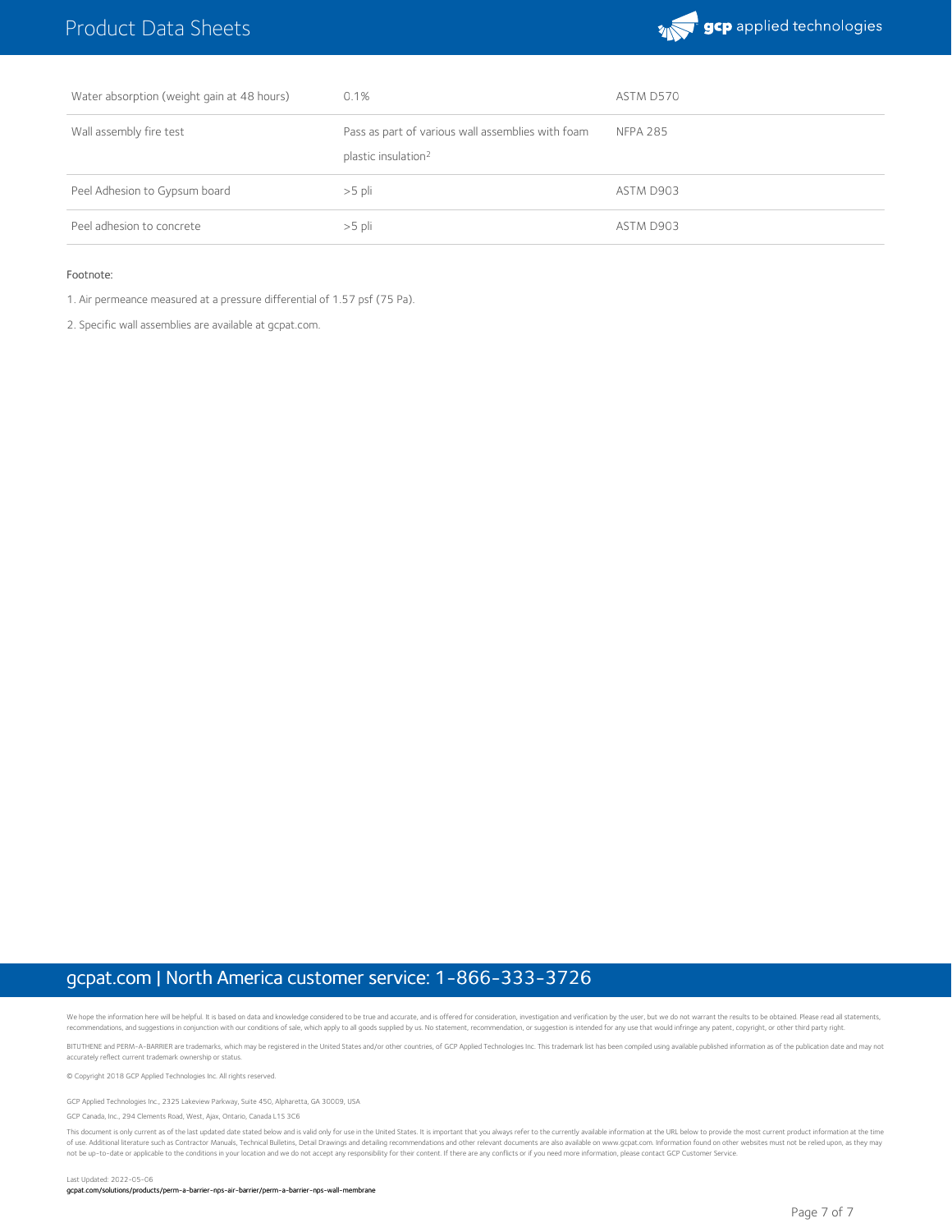| | | |
|---|---|---|
| Water absorption (weight gain at 48 hours) | 0.1% | ASTM D570 |
| Wall assembly fire test | Pass as part of various wall assemblies with foam plastic insulation[2] | NFPA 285 |
| Peel Adhesion to Gypsum board | >5 pli | ASTM D903 |
| Peel adhesion to concrete | >5 pli | ASTM D903 |

Footnote:

1. Air permeance measured at a pressure differential of 1.57 psf (75 Pa).

2. Specific wall assemblies are available at gcpat.com.

gcpat.com | North America customer service: 1-866-333-3726

We hope the information here will be helpful. It is based on data and knowledge considered to be true and accurate, and is offered for consideration, investigation and verification by the user, but we do not warrant the results to be obtained. Please read all statements, recommendations, and suggestions in conjunction with our conditions of sale, which apply to all goods supplied by us. No statement, recommendation, or suggestion is intended for any use that would infringe any patent, copyright, or other third party right.

BITUTHENE and PERM-A-BARRIER are trademarks, which may be registered in the United States and/or other countries, of GCP Applied Technologies Inc. This trademark list has been compiled using available published information as of the publication date and may not accurately reflect current trademark ownership or status.

© Copyright 2018 GCP Applied Technologies Inc. All rights reserved.

GCP Applied Technologies Inc., 2325 Lakeview Parkway, Suite 450, Alpharetta, GA 30009, USA

GCP Canada, Inc., 294 Clements Road, West, Ajax, Ontario, Canada L1S 3C6

This document is only current as of the last updated date stated below and is valid only for use in the United States. It is important that you always refer to the currently available information at the URL below to provide the most current product information at the time of use. Additional literature such as Contractor Manuals, Technical Bulletins, Detail Drawings and detailing recommendations and other relevant documents are also available on www.gcpat.com. Information found on other websites must not be relied upon, as they may not be up-to-date or applicable to the conditions in your location and we do not accept any responsibility for their content. If there are any conflicts or if you need more information, please contact GCP Customer Service.

Last Updated: 2022-05-06

gcpat.com/solutions/products/perm-a-barrier-nps-air-barrier/perm-a-barrier-nps-wall-membrane